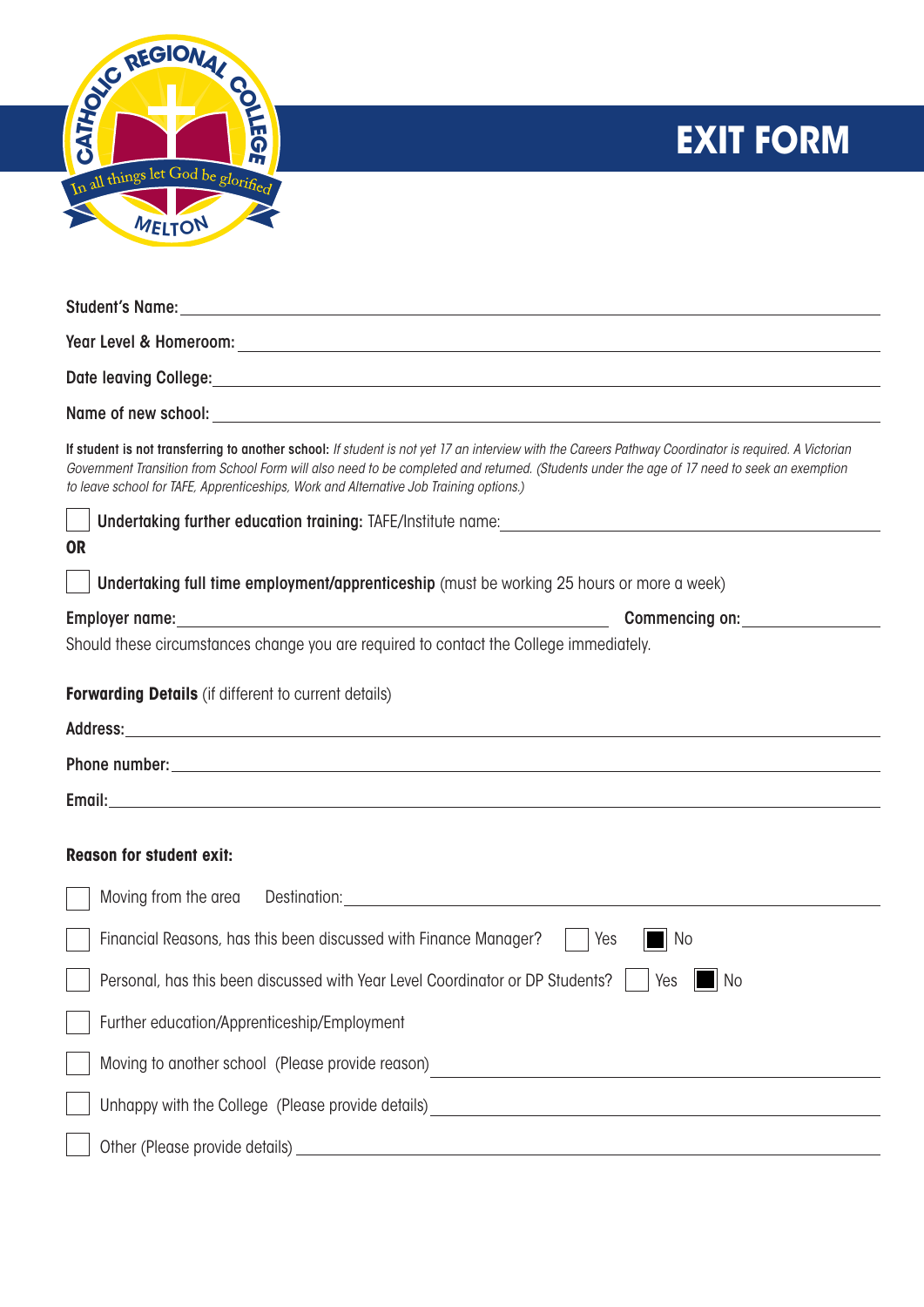Catholic Regional College — In all things let God be glorified — Melton

# EXIT FORM

**Student's Name:** \_\_\_\_\_\_\_\_\_\_\_\_\_\_\_\_\_\_\_\_\_\_\_\_\_\_\_\_\_\_\_\_\_\_\_\_\_\_\_\_

**Year Level & Homeroom:** \_\_\_\_\_\_\_\_\_\_\_\_\_\_\_\_\_\_\_\_\_\_\_\_\_\_\_\_\_\_\_\_\_\_\_\_\_\_\_\_

**Date leaving College:** \_\_\_\_\_\_\_\_\_\_\_\_\_\_\_\_\_\_\_\_\_\_\_\_\_\_\_\_\_\_\_\_\_\_\_\_\_\_\_\_

**Name of new school:** \_\_\_\_\_\_\_\_\_\_\_\_\_\_\_\_\_\_\_\_\_\_\_\_\_\_\_\_\_\_\_\_\_\_\_\_\_\_\_\_

**If student is not transferring to another school:** *If student is not yet 17 an interview with the Careers Pathway Coordinator is required. A Victorian Government Transition from School Form will also need to be completed and returned. (Students under the age of 17 need to seek an exemption to leave school for TAFE, Apprenticeships, Work and Alternative Job Training options.)*

☐ **Undertaking further education training:** TAFE/Institute name: \_\_\_\_\_\_\_\_\_\_\_\_\_\_\_\_\_\_\_\_\_\_\_\_\_\_\_\_

**OR**

☐ **Undertaking full time employment/apprenticeship** (must be working 25 hours or more a week)

**Employer name:** \_\_\_\_\_\_\_\_\_\_\_\_\_\_\_\_\_\_\_\_\_\_\_\_\_\_\_\_ **Commencing on:** \_\_\_\_\_\_\_\_\_\_\_\_\_\_

Should these circumstances change you are required to contact the College immediately.

**Forwarding Details** (if different to current details)

**Address:** \_\_\_\_\_\_\_\_\_\_\_\_\_\_\_\_\_\_\_\_\_\_\_\_\_\_\_\_\_\_\_\_\_\_\_\_\_\_\_\_

**Phone number:** \_\_\_\_\_\_\_\_\_\_\_\_\_\_\_\_\_\_\_\_\_\_\_\_\_\_\_\_\_\_\_\_\_\_\_\_\_\_\_\_

**Email:** \_\_\_\_\_\_\_\_\_\_\_\_\_\_\_\_\_\_\_\_\_\_\_\_\_\_\_\_\_\_\_\_\_\_\_\_\_\_\_\_

**Reason for student exit:**

☐ Moving from the area Destination: \_\_\_\_\_\_\_\_\_\_\_\_\_\_\_\_\_\_\_\_\_\_\_\_\_\_\_\_

☐ Financial Reasons, has this been discussed with Finance Manager? ☐ Yes ■ No

☐ Personal, has this been discussed with Year Level Coordinator or DP Students? ☐ Yes ■ No

☐ Further education/Apprenticeship/Employment

☐ Moving to another school (Please provide reason) \_\_\_\_\_\_\_\_\_\_\_\_\_\_\_\_\_\_\_\_\_\_\_\_\_\_\_\_

☐ Unhappy with the College (Please provide details) \_\_\_\_\_\_\_\_\_\_\_\_\_\_\_\_\_\_\_\_\_\_\_\_\_\_\_\_

☐ Other (Please provide details) \_\_\_\_\_\_\_\_\_\_\_\_\_\_\_\_\_\_\_\_\_\_\_\_\_\_\_\_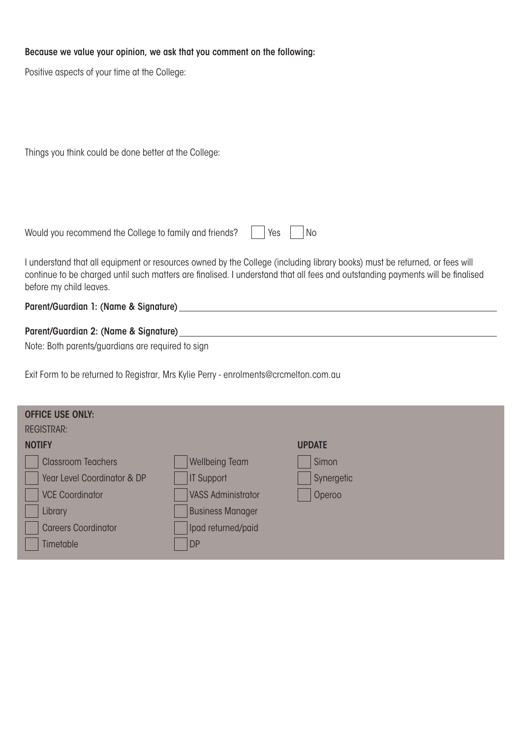**Because we value your opinion, we ask that you comment on the following:**

Positive aspects of your time at the College:

Things you think could be done better at the College:

Would you recommend the College to family and friends? ☐ Yes ☐ No

I understand that all equipment or resources owned by the College (including library books) must be returned, or fees will continue to be charged until such matters are finalised. I understand that all fees and outstanding payments will be finalised before my child leaves.

**Parent/Guardian 1: (Name & Signature)** ______________________________

**Parent/Guardian 2: (Name & Signature)** ______________________________

Note: Both parents/guardians are required to sign

Exit Form to be returned to Registrar, Mrs Kylie Perry - enrolments@crcmelton.com.au

**OFFICE USE ONLY:**

REGISTRAR:

| **NOTIFY** | | **UPDATE** |
| --- | --- | --- |
| ☐ Classroom Teachers | ☐ Wellbeing Team | ☐ Simon |
| ☐ Year Level Coordinator & DP | ☐ IT Support | ☐ Synergetic |
| ☐ VCE Coordinator | ☐ VASS Administrator | ☐ Operoo |
| ☐ Library | ☐ Business Manager | |
| ☐ Careers Coordinator | ☐ Ipad returned/paid | |
| ☐ Timetable | ☐ DP | |